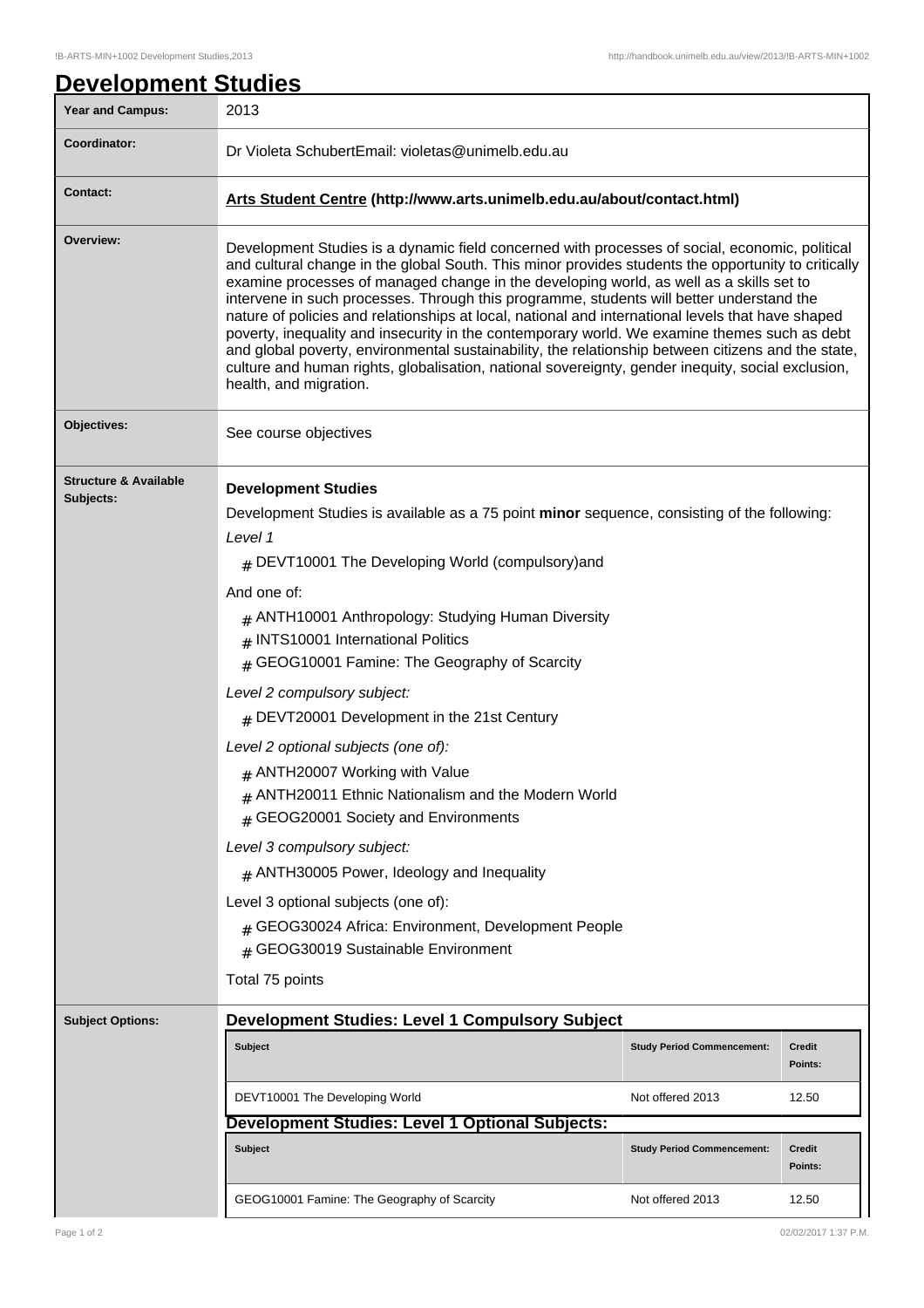# Development Studies

| | |
|---|---|
| **Year and Campus:** | 2013 |
| **Coordinator:** | Dr Violeta SchubertEmail: violetas@unimelb.edu.au |
| **Contact:** | **Arts Student Centre (http://www.arts.unimelb.edu.au/about/contact.html)** |
| **Overview:** | Development Studies is a dynamic field concerned with processes of social, economic, political and cultural change in the global South. This minor provides students the opportunity to critically examine processes of managed change in the developing world, as well as a skills set to intervene in such processes. Through this programme, students will better understand the nature of policies and relationships at local, national and international levels that have shaped poverty, inequality and insecurity in the contemporary world. We examine themes such as debt and global poverty, environmental sustainability, the relationship between citizens and the state, culture and human rights, globalisation, national sovereignty, gender inequity, social exclusion, health, and migration. |
| **Objectives:** | See course objectives |

**Structure & Available Subjects:**

**Development Studies**

Development Studies is available as a 75 point **minor** sequence, consisting of the following:

*Level 1*

- DEVT10001 The Developing World (compulsory)and

And one of:

- ANTH10001 Anthropology: Studying Human Diversity
- INTS10001 International Politics
- GEOG10001 Famine: The Geography of Scarcity

*Level 2 compulsory subject:*

- DEVT20001 Development in the 21st Century

*Level 2 optional subjects (one of):*

- ANTH20007 Working with Value
- ANTH20011 Ethnic Nationalism and the Modern World
- GEOG20001 Society and Environments

*Level 3 compulsory subject:*

- ANTH30005 Power, Ideology and Inequality

Level 3 optional subjects (one of):

- GEOG30024 Africa: Environment, Development People
- GEOG30019 Sustainable Environment

Total 75 points

**Subject Options:**

### Development Studies: Level 1 Compulsory Subject

| Subject | Study Period Commencement: | Credit Points: |
|---|---|---|
| DEVT10001 The Developing World | Not offered 2013 | 12.50 |

### Development Studies: Level 1 Optional Subjects:

| Subject | Study Period Commencement: | Credit Points: |
|---|---|---|
| GEOG10001 Famine: The Geography of Scarcity | Not offered 2013 | 12.50 |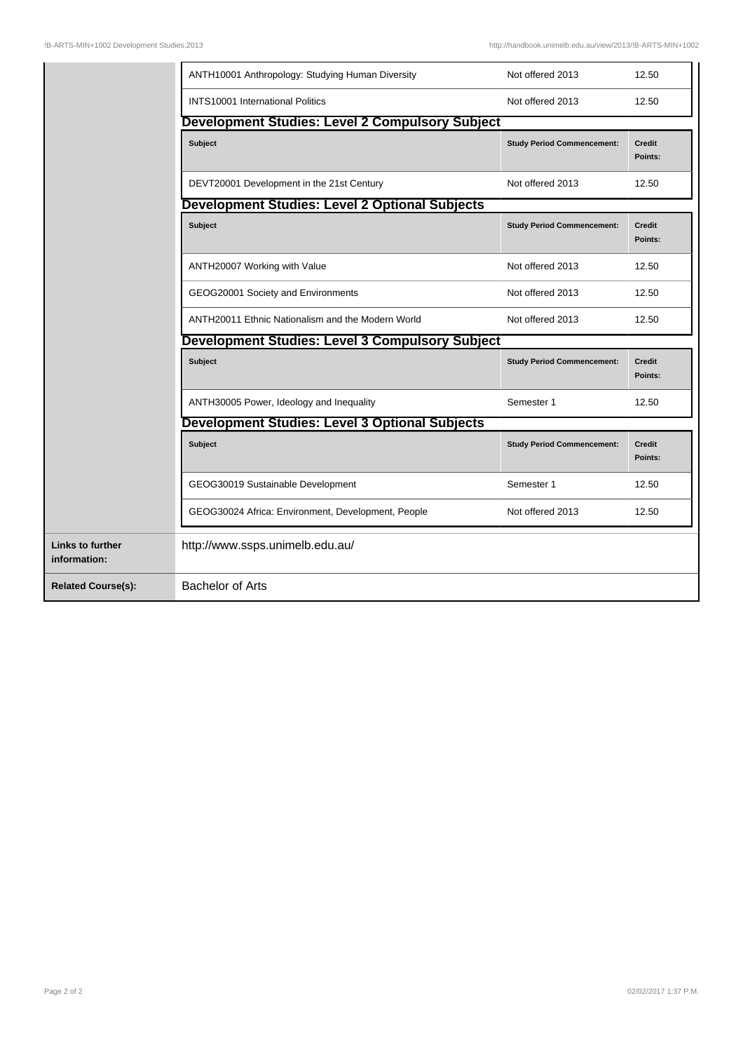| | | |
|---|---|---|
| ANTH10001 Anthropology: Studying Human Diversity | Not offered 2013 | 12.50 |
| INTS10001 International Politics | Not offered 2013 | 12.50 |

### Development Studies: Level 2 Compulsory Subject

| Subject | Study Period Commencement: | Credit Points: |
|---|---|---|
| DEVT20001 Development in the 21st Century | Not offered 2013 | 12.50 |

### Development Studies: Level 2 Optional Subjects

| Subject | Study Period Commencement: | Credit Points: |
|---|---|---|
| ANTH20007 Working with Value | Not offered 2013 | 12.50 |
| GEOG20001 Society and Environments | Not offered 2013 | 12.50 |
| ANTH20011 Ethnic Nationalism and the Modern World | Not offered 2013 | 12.50 |

### Development Studies: Level 3 Compulsory Subject

| Subject | Study Period Commencement: | Credit Points: |
|---|---|---|
| ANTH30005 Power, Ideology and Inequality | Semester 1 | 12.50 |

### Development Studies: Level 3 Optional Subjects

| Subject | Study Period Commencement: | Credit Points: |
|---|---|---|
| GEOG30019 Sustainable Development | Semester 1 | 12.50 |
| GEOG30024 Africa: Environment, Development, People | Not offered 2013 | 12.50 |

| | |
|---|---|
| **Links to further information:** | http://www.ssps.unimelb.edu.au/ |
| **Related Course(s):** | Bachelor of Arts |